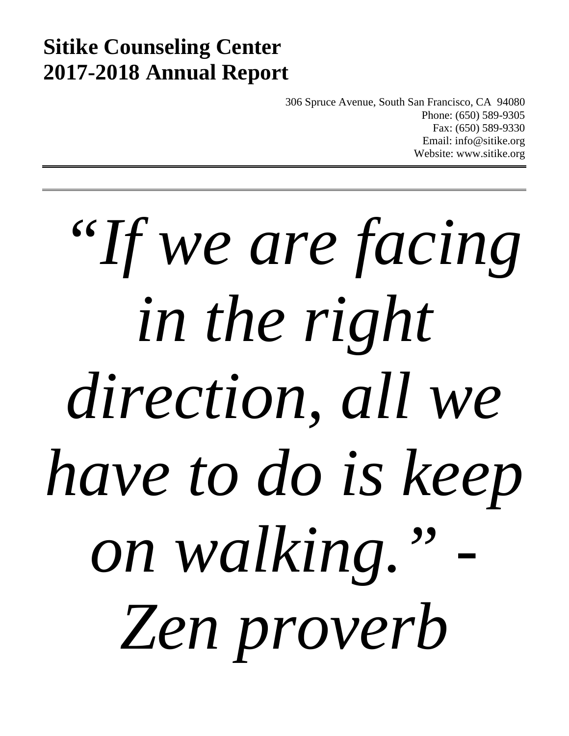# Sitike Counseling Center
# 2017-2018 Annual Report

306 Spruce Avenue, South San Francisco, CA 94080
Phone: (650) 589-9305
Fax: (650) 589-9330
Email: info@sitike.org
Website: www.sitike.org

---

---

*"If we are facing in the right direction, all we have to do is keep on walking." - Zen proverb*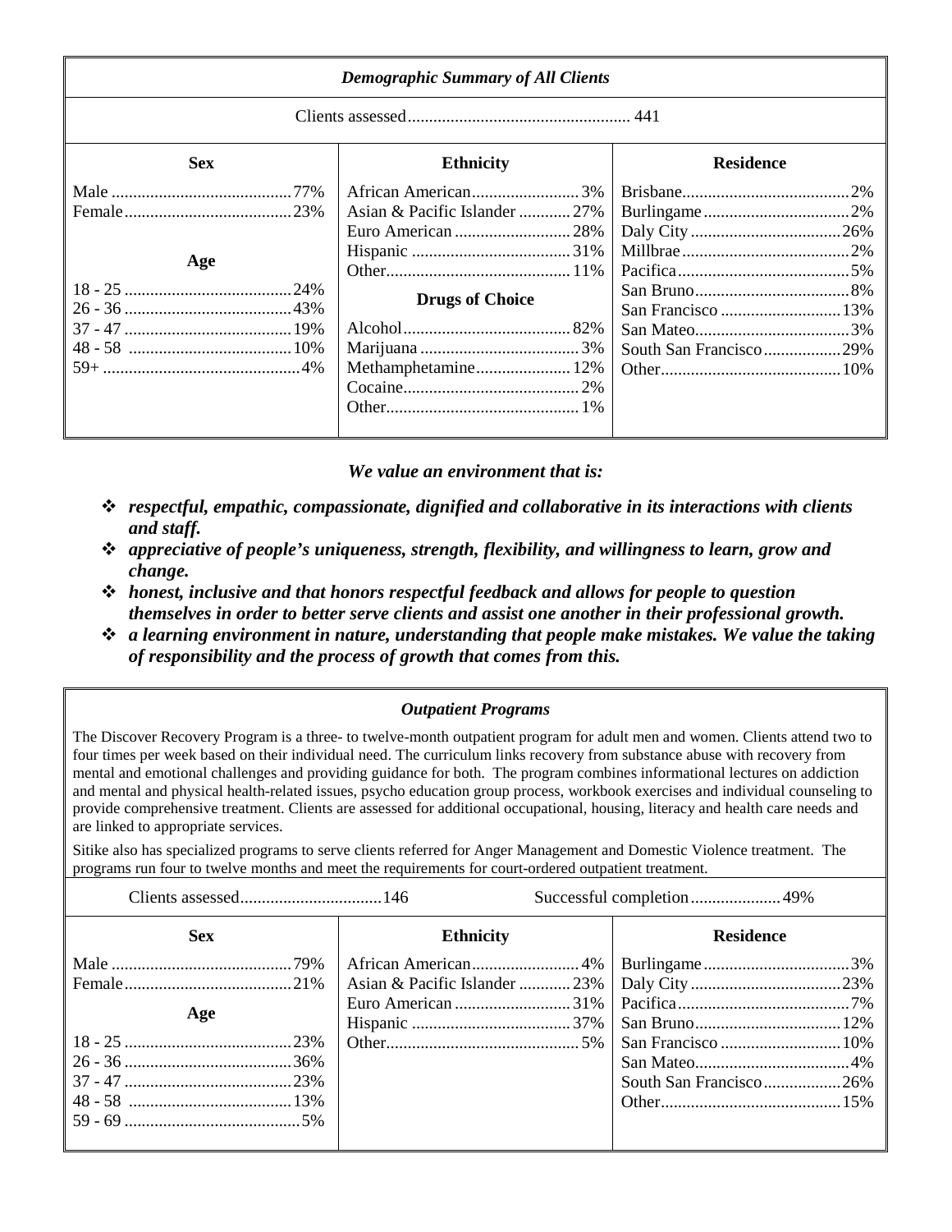### *Demographic Summary of All Clients*

Clients assessed.................................................... 441

| Sex | | Ethnicity | | Residence | |
|---|---|---|---|---|---|
| Male | 77% | African American | 3% | Brisbane | 2% |
| Female | 23% | Asian & Pacific Islander | 27% | Burlingame | 2% |
| | | Euro American | 28% | Daly City | 26% |
| **Age** | | Hispanic | 31% | Millbrae | 2% |
| | | Other | 11% | Pacifica | 5% |
| 18 - 25 | 24% | **Drugs of Choice** | | San Bruno | 8% |
| 26 - 36 | 43% | | | San Francisco | 13% |
| 37 - 47 | 19% | Alcohol | 82% | San Mateo | 3% |
| 48 - 58 | 10% | Marijuana | 3% | South San Francisco | 29% |
| 59+ | 4% | Methamphetamine | 12% | Other | 10% |
| | | Cocaine | 2% | | |
| | | Other | 1% | | |

***We value an environment that is:***

- ***respectful, empathic, compassionate, dignified and collaborative in its interactions with clients and staff.***
- ***appreciative of people's uniqueness, strength, flexibility, and willingness to learn, grow and change.***
- ***honest, inclusive and that honors respectful feedback and allows for people to question themselves in order to better serve clients and assist one another in their professional growth.***
- ***a learning environment in nature, understanding that people make mistakes. We value the taking of responsibility and the process of growth that comes from this.***

### *Outpatient Programs*

The Discover Recovery Program is a three- to twelve-month outpatient program for adult men and women. Clients attend two to four times per week based on their individual need. The curriculum links recovery from substance abuse with recovery from mental and emotional challenges and providing guidance for both. The program combines informational lectures on addiction and mental and physical health-related issues, psycho education group process, workbook exercises and individual counseling to provide comprehensive treatment. Clients are assessed for additional occupational, housing, literacy and health care needs and are linked to appropriate services.

Sitike also has specialized programs to serve clients referred for Anger Management and Domestic Violence treatment. The programs run four to twelve months and meet the requirements for court-ordered outpatient treatment.

Clients assessed................................146 Successful completion.....................49%

| Sex | | Ethnicity | | Residence | |
|---|---|---|---|---|---|
| Male | 79% | African American | 4% | Burlingame | 3% |
| Female | 21% | Asian & Pacific Islander | 23% | Daly City | 23% |
| **Age** | | Euro American | 31% | Pacifica | 7% |
| | | Hispanic | 37% | San Bruno | 12% |
| 18 - 25 | 23% | Other | 5% | San Francisco | 10% |
| 26 - 36 | 36% | | | San Mateo | 4% |
| 37 - 47 | 23% | | | South San Francisco | 26% |
| 48 - 58 | 13% | | | Other | 15% |
| 59 - 69 | 5% | | | | |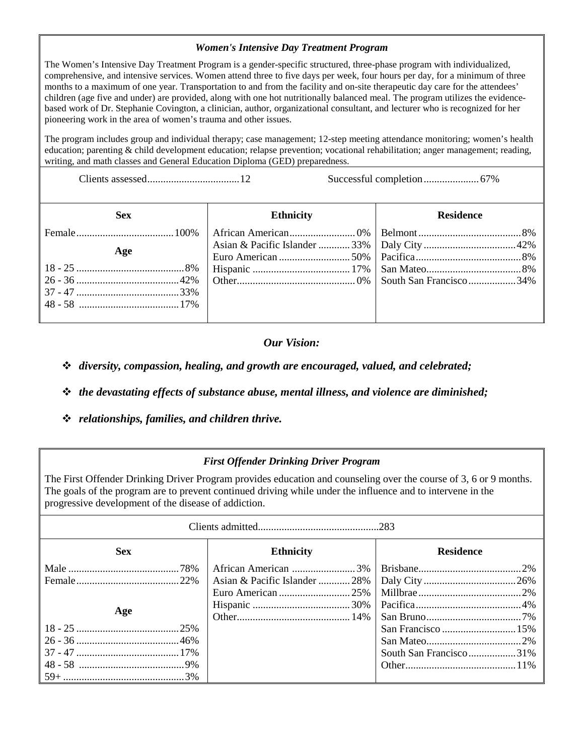### *Women's Intensive Day Treatment Program*

The Women's Intensive Day Treatment Program is a gender-specific structured, three-phase program with individualized, comprehensive, and intensive services. Women attend three to five days per week, four hours per day, for a minimum of three months to a maximum of one year. Transportation to and from the facility and on-site therapeutic day care for the attendees' children (age five and under) are provided, along with one hot nutritionally balanced meal. The program utilizes the evidence-based work of Dr. Stephanie Covington, a clinician, author, organizational consultant, and lecturer who is recognized for her pioneering work in the area of women's trauma and other issues.

The program includes group and individual therapy; case management; 12-step meeting attendance monitoring; women's health education; parenting & child development education; relapse prevention; vocational rehabilitation; anger management; reading, writing, and math classes and General Education Diploma (GED) preparedness.

Clients assessed..................................12

Successful completion....................67%

| Sex | Ethnicity | Residence |
|---|---|---|
| Female....100% | African American....0% | Belmont....8% |
| **Age** | Asian & Pacific Islander....33% | Daly City....42% |
| | Euro American....50% | Pacifica....8% |
| 18 - 25....8% | Hispanic....17% | San Mateo....8% |
| 26 - 36....42% | Other....0% | South San Francisco....34% |
| 37 - 47....33% | | |
| 48 - 58....17% | | |

### *Our Vision:*

- ***diversity, compassion, healing, and growth are encouraged, valued, and celebrated;***
- ***the devastating effects of substance abuse, mental illness, and violence are diminished;***
- ***relationships, families, and children thrive.***

### *First Offender Drinking Driver Program*

The First Offender Drinking Driver Program provides education and counseling over the course of 3, 6 or 9 months. The goals of the program are to prevent continued driving while under the influence and to intervene in the progressive development of the disease of addiction.

Clients admitted.............................................283

| Sex | Ethnicity | Residence |
|---|---|---|
| Male....78% | African American....3% | Brisbane....2% |
| Female....22% | Asian & Pacific Islander....28% | Daly City....26% |
| | Euro American....25% | Millbrae....2% |
| **Age** | Hispanic....30% | Pacifica....4% |
| | Other....14% | San Bruno....7% |
| 18 - 25....25% | | San Francisco....15% |
| 26 - 36....46% | | San Mateo....2% |
| 37 - 47....17% | | South San Francisco....31% |
| 48 - 58....9% | | Other....11% |
| 59+....3% | | |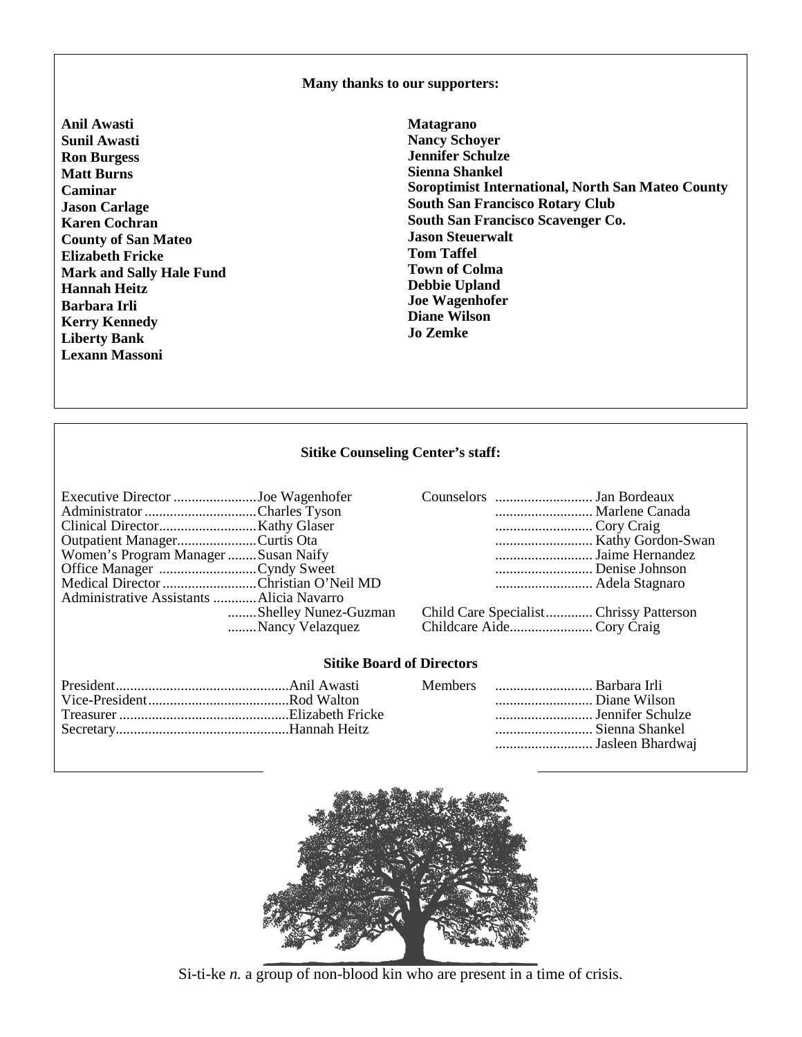**Many thanks to our supporters:**

**Anil Awasti**
**Sunil Awasti**
**Ron Burgess**
**Matt Burns**
**Caminar**
**Jason Carlage**
**Karen Cochran**
**County of San Mateo**
**Elizabeth Fricke**
**Mark and Sally Hale Fund**
**Hannah Heitz**
**Barbara Irli**
**Kerry Kennedy**
**Liberty Bank**
**Lexann Massoni**
**Matagrano**
**Nancy Schoyer**
**Jennifer Schulze**
**Sienna Shankel**
**Soroptimist International, North San Mateo County**
**South San Francisco Rotary Club**
**South San Francisco Scavenger Co.**
**Jason Steuerwalt**
**Tom Taffel**
**Town of Colma**
**Debbie Upland**
**Joe Wagenhofer**
**Diane Wilson**
**Jo Zemke**

**Sitike Counseling Center's staff:**

Executive Director .......................Joe Wagenhofer
Administrator ..............................Charles Tyson
Clinical Director...........................Kathy Glaser
Outpatient Manager......................Curtis Ota
Women's Program Manager ........Susan Naify
Office Manager ...........................Cyndy Sweet
Medical Director ..........................Christian O'Neil MD
Administrative Assistants ............Alicia Navarro
........Shelley Nunez-Guzman
........Nancy Velazquez

Counselors ........................... Jan Bordeaux
........................... Marlene Canada
........................... Cory Craig
........................... Kathy Gordon-Swan
........................... Jaime Hernandez
........................... Denise Johnson
........................... Adela Stagnaro

Child Care Specialist............. Chrissy Patterson
Childcare Aide....................... Cory Craig

**Sitike Board of Directors**

President................................................Anil Awasti
Vice-President.......................................Rod Walton
Treasurer ...............................................Elizabeth Fricke
Secretary................................................Hannah Heitz

Members ........................... Barbara Irli
........................... Diane Wilson
........................... Jennifer Schulze
........................... Sienna Shankel
........................... Jasleen Bhardwaj

Si-ti-ke *n.* a group of non-blood kin who are present in a time of crisis.